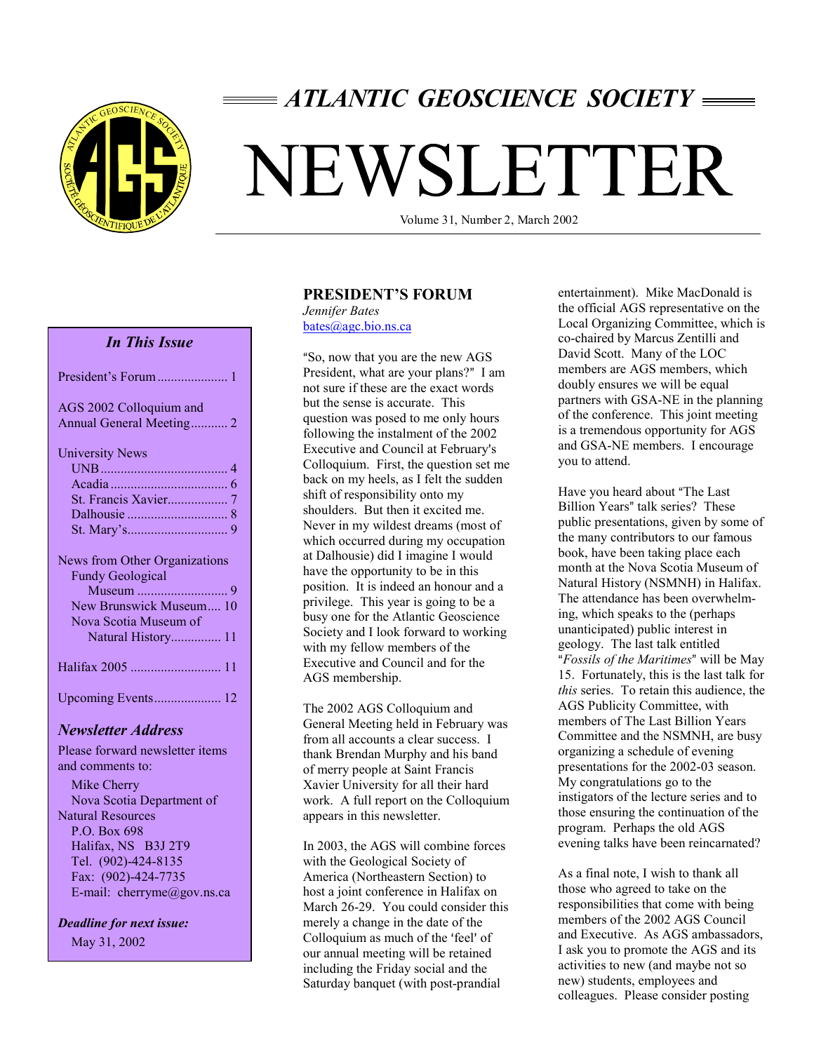# ATLANTIC GEOSCIENCE SOCIETY

# NEWSLETTER

Volume 31, Number 2, March 2002

### *In This Issue*

President's Forum ..................... 1

AGS 2002 Colloquium and Annual General Meeting........... 2

University News
- UNB...................................... 4
- Acadia................................... 6
- St. Francis Xavier.................. 7
- Dalhousie .............................. 8
- St. Mary's............................. 9

News from Other Organizations
- Fundy Geological Museum ........................... 9
- New Brunswick Museum.... 10
- Nova Scotia Museum of Natural History............... 11

Halifax 2005 ........................... 11

Upcoming Events.................... 12

### *Newsletter Address*

Please forward newsletter items and comments to:

Mike Cherry
Nova Scotia Department of Natural Resources
P.O. Box 698
Halifax, NS B3J 2T9
Tel. (902)-424-8135
Fax: (902)-424-7735
E-mail: cherryme@gov.ns.ca

***Deadline for next issue:***
May 31, 2002

## PRESIDENT'S FORUM

*Jennifer Bates*
bates@agc.bio.ns.ca

"So, now that you are the new AGS President, what are your plans?" I am not sure if these are the exact words but the sense is accurate. This question was posed to me only hours following the instalment of the 2002 Executive and Council at February's Colloquium. First, the question set me back on my heels, as I felt the sudden shift of responsibility onto my shoulders. But then it excited me. Never in my wildest dreams (most of which occurred during my occupation at Dalhousie) did I imagine I would have the opportunity to be in this position. It is indeed an honour and a privilege. This year is going to be a busy one for the Atlantic Geoscience Society and I look forward to working with my fellow members of the Executive and Council and for the AGS membership.

The 2002 AGS Colloquium and General Meeting held in February was from all accounts a clear success. I thank Brendan Murphy and his band of merry people at Saint Francis Xavier University for all their hard work. A full report on the Colloquium appears in this newsletter.

In 2003, the AGS will combine forces with the Geological Society of America (Northeastern Section) to host a joint conference in Halifax on March 26-29. You could consider this merely a change in the date of the Colloquium as much of the 'feel' of our annual meeting will be retained including the Friday social and the Saturday banquet (with post-prandial entertainment). Mike MacDonald is the official AGS representative on the Local Organizing Committee, which is co-chaired by Marcus Zentilli and David Scott. Many of the LOC members are AGS members, which doubly ensures we will be equal partners with GSA-NE in the planning of the conference. This joint meeting is a tremendous opportunity for AGS and GSA-NE members. I encourage you to attend.

Have you heard about "The Last Billion Years" talk series? These public presentations, given by some of the many contributors to our famous book, have been taking place each month at the Nova Scotia Museum of Natural History (NSMNH) in Halifax. The attendance has been overwhelming, which speaks to the (perhaps unanticipated) public interest in geology. The last talk entitled "*Fossils of the Maritimes*" will be May 15. Fortunately, this is the last talk for *this* series. To retain this audience, the AGS Publicity Committee, with members of The Last Billion Years Committee and the NSMNH, are busy organizing a schedule of evening presentations for the 2002-03 season. My congratulations go to the instigators of the lecture series and to those ensuring the continuation of the program. Perhaps the old AGS evening talks have been reincarnated?

As a final note, I wish to thank all those who agreed to take on the responsibilities that come with being members of the 2002 AGS Council and Executive. As AGS ambassadors, I ask you to promote the AGS and its activities to new (and maybe not so new) students, employees and colleagues. Please consider posting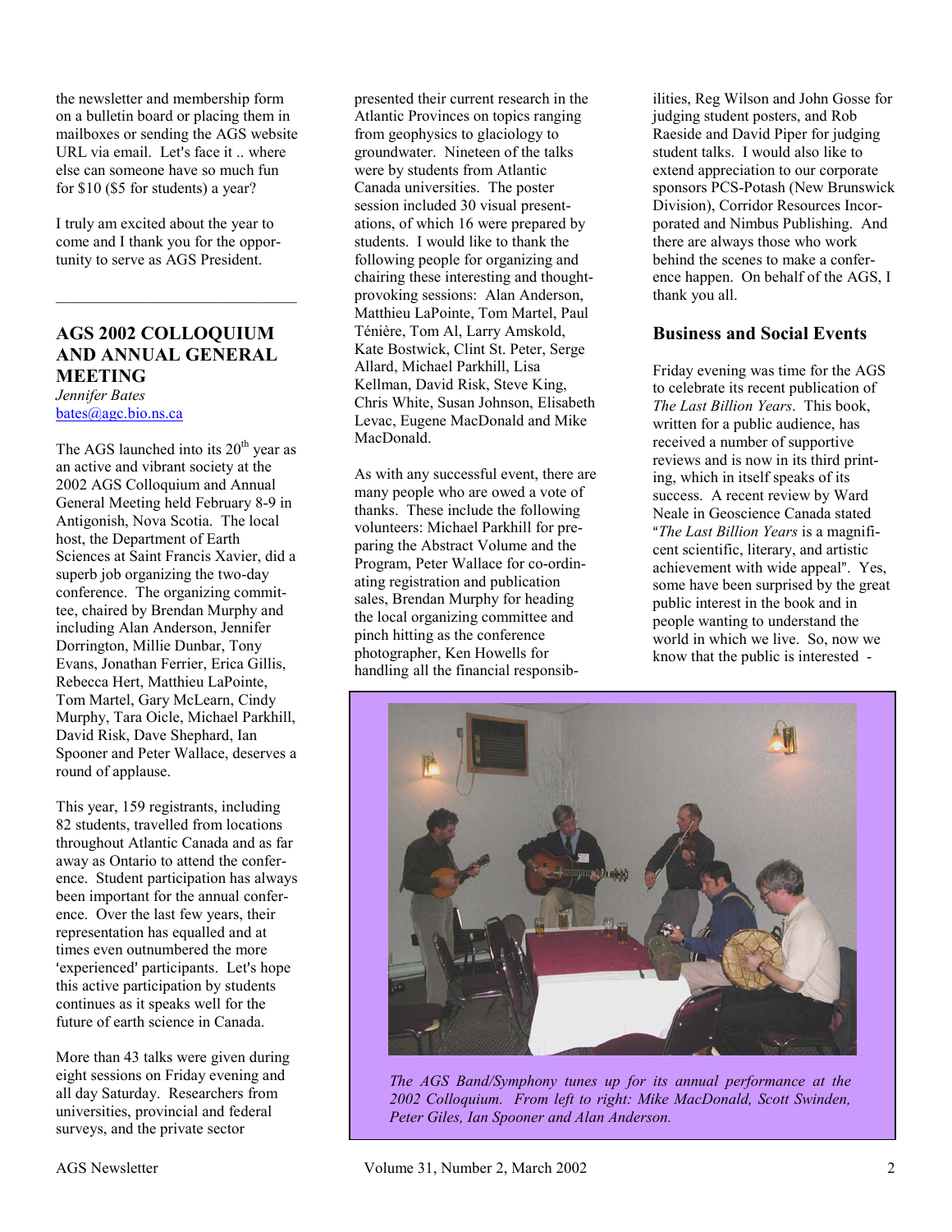the newsletter and membership form on a bulletin board or placing them in mailboxes or sending the AGS website URL via email. Let's face it .. where else can someone have so much fun for $10 ($5 for students) a year?

I truly am excited about the year to come and I thank you for the opportunity to serve as AGS President.

---

## AGS 2002 COLLOQUIUM AND ANNUAL GENERAL MEETING

*Jennifer Bates*
bates@agc.bio.ns.ca

The AGS launched into its 20th year as an active and vibrant society at the 2002 AGS Colloquium and Annual General Meeting held February 8-9 in Antigonish, Nova Scotia. The local host, the Department of Earth Sciences at Saint Francis Xavier, did a superb job organizing the two-day conference. The organizing committee, chaired by Brendan Murphy and including Alan Anderson, Jennifer Dorrington, Millie Dunbar, Tony Evans, Jonathan Ferrier, Erica Gillis, Rebecca Hert, Matthieu LaPointe, Tom Martel, Gary McLearn, Cindy Murphy, Tara Oicle, Michael Parkhill, David Risk, Dave Shephard, Ian Spooner and Peter Wallace, deserves a round of applause.

This year, 159 registrants, including 82 students, travelled from locations throughout Atlantic Canada and as far away as Ontario to attend the conference. Student participation has always been important for the annual conference. Over the last few years, their representation has equalled and at times even outnumbered the more 'experienced' participants. Let's hope this active participation by students continues as it speaks well for the future of earth science in Canada.

More than 43 talks were given during eight sessions on Friday evening and all day Saturday. Researchers from universities, provincial and federal surveys, and the private sector presented their current research in the Atlantic Provinces on topics ranging from geophysics to glaciology to groundwater. Nineteen of the talks were by students from Atlantic Canada universities. The poster session included 30 visual presentations, of which 16 were prepared by students. I would like to thank the following people for organizing and chairing these interesting and thought-provoking sessions: Alan Anderson, Matthieu LaPointe, Tom Martel, Paul Ténière, Tom Al, Larry Amskold, Kate Bostwick, Clint St. Peter, Serge Allard, Michael Parkhill, Lisa Kellman, David Risk, Steve King, Chris White, Susan Johnson, Elisabeth Levac, Eugene MacDonald and Mike MacDonald.

As with any successful event, there are many people who are owed a vote of thanks. These include the following volunteers: Michael Parkhill for preparing the Abstract Volume and the Program, Peter Wallace for co-ordinating registration and publication sales, Brendan Murphy for heading the local organizing committee and pinch hitting as the conference photographer, Ken Howells for handling all the financial responsibilities, Reg Wilson and John Gosse for judging student posters, and Rob Raeside and David Piper for judging student talks. I would also like to extend appreciation to our corporate sponsors PCS-Potash (New Brunswick Division), Corridor Resources Incorporated and Nimbus Publishing. And there are always those who work behind the scenes to make a conference happen. On behalf of the AGS, I thank you all.

### Business and Social Events

Friday evening was time for the AGS to celebrate its recent publication of *The Last Billion Years*. This book, written for a public audience, has received a number of supportive reviews and is now in its third printing, which in itself speaks of its success. A recent review by Ward Neale in Geoscience Canada stated "*The Last Billion Years* is a magnificent scientific, literary, and artistic achievement with wide appeal". Yes, some have been surprised by the great public interest in the book and in people wanting to understand the world in which we live. So, now we know that the public is interested -

*The AGS Band/Symphony tunes up for its annual performance at the 2002 Colloquium. From left to right: Mike MacDonald, Scott Swinden, Peter Giles, Ian Spooner and Alan Anderson.*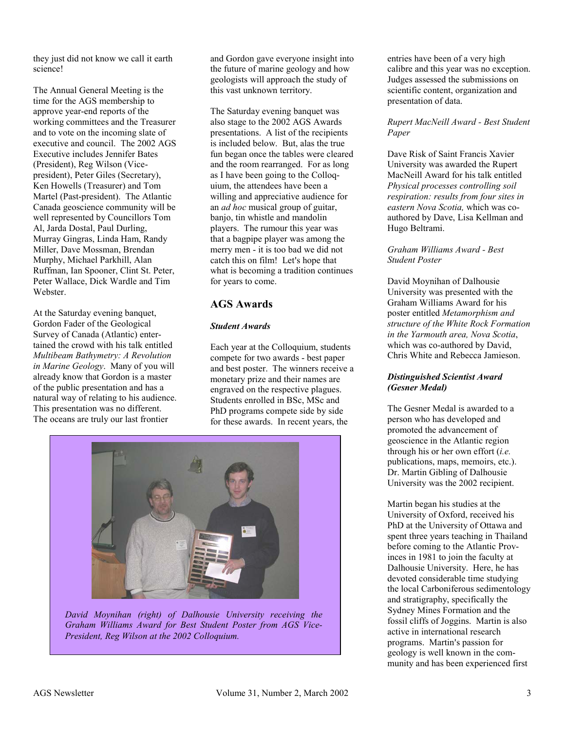they just did not know we call it earth science!

The Annual General Meeting is the time for the AGS membership to approve year-end reports of the working committees and the Treasurer and to vote on the incoming slate of executive and council. The 2002 AGS Executive includes Jennifer Bates (President), Reg Wilson (Vice-president), Peter Giles (Secretary), Ken Howells (Treasurer) and Tom Martel (Past-president). The Atlantic Canada geoscience community will be well represented by Councillors Tom Al, Jarda Dostal, Paul Durling, Murray Gingras, Linda Ham, Randy Miller, Dave Mossman, Brendan Murphy, Michael Parkhill, Alan Ruffman, Ian Spooner, Clint St. Peter, Peter Wallace, Dick Wardle and Tim Webster.

At the Saturday evening banquet, Gordon Fader of the Geological Survey of Canada (Atlantic) entertained the crowd with his talk entitled *Multibeam Bathymetry: A Revolution in Marine Geology*. Many of you will already know that Gordon is a master of the public presentation and has a natural way of relating to his audience. This presentation was no different. The oceans are truly our last frontier and Gordon gave everyone insight into the future of marine geology and how geologists will approach the study of this vast unknown territory.

The Saturday evening banquet was also stage to the 2002 AGS Awards presentations. A list of the recipients is included below. But, alas the true fun began once the tables were cleared and the room rearranged. For as long as I have been going to the Colloquium, the attendees have been a willing and appreciative audience for an *ad hoc* musical group of guitar, banjo, tin whistle and mandolin players. The rumour this year was that a bagpipe player was among the merry men - it is too bad we did not catch this on film! Let's hope that what is becoming a tradition continues for years to come.

## AGS Awards

***Student Awards***

Each year at the Colloquium, students compete for two awards - best paper and best poster. The winners receive a monetary prize and their names are engraved on the respective plaques. Students enrolled in BSc, MSc and PhD programs compete side by side for these awards. In recent years, the entries have been of a very high calibre and this year was no exception. Judges assessed the submissions on scientific content, organization and presentation of data.

*David Moynihan (right) of Dalhousie University receiving the Graham Williams Award for Best Student Poster from AGS Vice-President, Reg Wilson at the 2002 Colloquium.*

*Rupert MacNeill Award - Best Student Paper*

Dave Risk of Saint Francis Xavier University was awarded the Rupert MacNeill Award for his talk entitled *Physical processes controlling soil respiration: results from four sites in eastern Nova Scotia,* which was co-authored by Dave, Lisa Kellman and Hugo Beltrami.

*Graham Williams Award - Best Student Poster*

David Moynihan of Dalhousie University was presented with the Graham Williams Award for his poster entitled *Metamorphism and structure of the White Rock Formation in the Yarmouth area, Nova Scotia*, which was co-authored by David, Chris White and Rebecca Jamieson.

***Distinguished Scientist Award (Gesner Medal)***

The Gesner Medal is awarded to a person who has developed and promoted the advancement of geoscience in the Atlantic region through his or her own effort (*i.e.* publications, maps, memoirs, etc.). Dr. Martin Gibling of Dalhousie University was the 2002 recipient.

Martin began his studies at the University of Oxford, received his PhD at the University of Ottawa and spent three years teaching in Thailand before coming to the Atlantic Provinces in 1981 to join the faculty at Dalhousie University. Here, he has devoted considerable time studying the local Carboniferous sedimentology and stratigraphy, specifically the Sydney Mines Formation and the fossil cliffs of Joggins. Martin is also active in international research programs. Martin's passion for geology is well known in the community and has been experienced first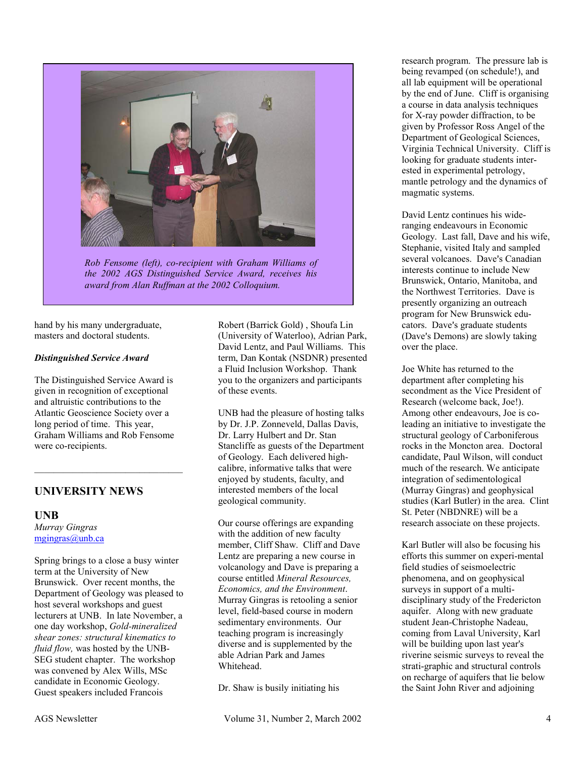*Rob Fensome (left), co-recipient with Graham Williams of the 2002 AGS Distinguished Service Award, receives his award from Alan Ruffman at the 2002 Colloquium.*

hand by his many undergraduate, masters and doctoral students.

***Distinguished Service Award***

The Distinguished Service Award is given in recognition of exceptional and altruistic contributions to the Atlantic Geoscience Society over a long period of time. This year, Graham Williams and Rob Fensome were co-recipients.

## UNIVERSITY NEWS

### UNB

*Murray Gingras*
mgingras@unb.ca

Spring brings to a close a busy winter term at the University of New Brunswick. Over recent months, the Department of Geology was pleased to host several workshops and guest lecturers at UNB. In late November, a one day workshop, *Gold-mineralized shear zones: structural kinematics to fluid flow,* was hosted by the UNB-SEG student chapter. The workshop was convened by Alex Wills, MSc candidate in Economic Geology. Guest speakers included Francois Robert (Barrick Gold) , Shoufa Lin (University of Waterloo), Adrian Park, David Lentz, and Paul Williams. This term, Dan Kontak (NSDNR) presented a Fluid Inclusion Workshop. Thank you to the organizers and participants of these events.

UNB had the pleasure of hosting talks by Dr. J.P. Zonneveld, Dallas Davis, Dr. Larry Hulbert and Dr. Stan Stancliffe as guests of the Department of Geology. Each delivered high-calibre, informative talks that were enjoyed by students, faculty, and interested members of the local geological community.

Our course offerings are expanding with the addition of new faculty member, Cliff Shaw. Cliff and Dave Lentz are preparing a new course in volcanology and Dave is preparing a course entitled *Mineral Resources, Economics, and the Environment*. Murray Gingras is retooling a senior level, field-based course in modern sedimentary environments. Our teaching program is increasingly diverse and is supplemented by the able Adrian Park and James Whitehead.

Dr. Shaw is busily initiating his research program. The pressure lab is being revamped (on schedule!), and all lab equipment will be operational by the end of June. Cliff is organising a course in data analysis techniques for X-ray powder diffraction, to be given by Professor Ross Angel of the Department of Geological Sciences, Virginia Technical University. Cliff is looking for graduate students interested in experimental petrology, mantle petrology and the dynamics of magmatic systems.

David Lentz continues his wide-ranging endeavours in Economic Geology. Last fall, Dave and his wife, Stephanie, visited Italy and sampled several volcanoes. Dave's Canadian interests continue to include New Brunswick, Ontario, Manitoba, and the Northwest Territories. Dave is presently organizing an outreach program for New Brunswick educators. Dave's graduate students (Dave's Demons) are slowly taking over the place.

Joe White has returned to the department after completing his secondment as the Vice President of Research (welcome back, Joe!). Among other endeavours, Joe is co-leading an initiative to investigate the structural geology of Carboniferous rocks in the Moncton area. Doctoral candidate, Paul Wilson, will conduct much of the research. We anticipate integration of sedimentological (Murray Gingras) and geophysical studies (Karl Butler) in the area. Clint St. Peter (NBDNRE) will be a research associate on these projects.

Karl Butler will also be focusing his efforts this summer on experi-mental field studies of seismoelectric phenomena, and on geophysical surveys in support of a multi-disciplinary study of the Fredericton aquifer. Along with new graduate student Jean-Christophe Nadeau, coming from Laval University, Karl will be building upon last year's riverine seismic surveys to reveal the strati-graphic and structural controls on recharge of aquifers that lie below the Saint John River and adjoining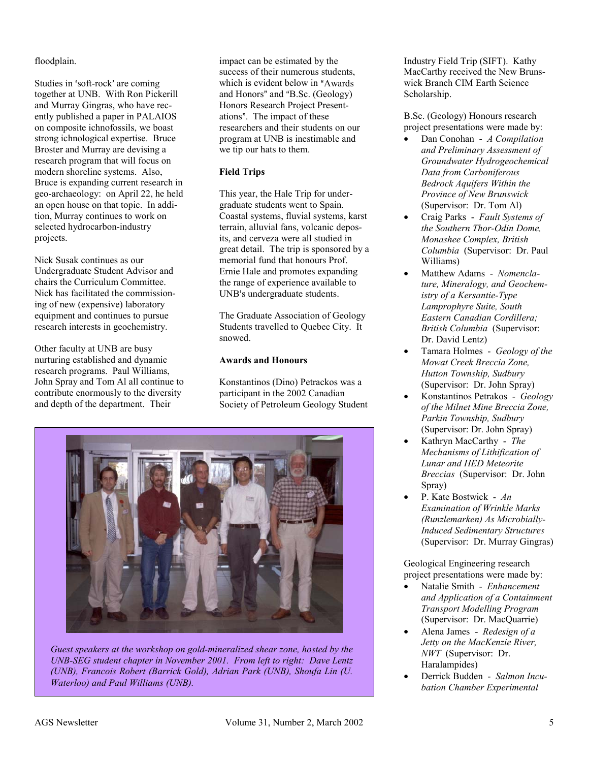floodplain.

Studies in 'soft-rock' are coming together at UNB. With Ron Pickerill and Murray Gingras, who have recently published a paper in PALAIOS on composite ichnofossils, we boast strong ichnological expertise. Bruce Broster and Murray are devising a research program that will focus on modern shoreline systems. Also, Bruce is expanding current research in geo-archaeology: on April 22, he held an open house on that topic. In addition, Murray continues to work on selected hydrocarbon-industry projects.

Nick Susak continues as our Undergraduate Student Advisor and chairs the Curriculum Committee. Nick has facilitated the commissioning of new (expensive) laboratory equipment and continues to pursue research interests in geochemistry.

Other faculty at UNB are busy nurturing established and dynamic research programs. Paul Williams, John Spray and Tom Al all continue to contribute enormously to the diversity and depth of the department. Their impact can be estimated by the success of their numerous students, which is evident below in "Awards and Honors" and "B.Sc. (Geology) Honors Research Project Presentations". The impact of these researchers and their students on our program at UNB is inestimable and we tip our hats to them.

**Field Trips**

This year, the Hale Trip for undergraduate students went to Spain. Coastal systems, fluvial systems, karst terrain, alluvial fans, volcanic deposits, and cerveza were all studied in great detail. The trip is sponsored by a memorial fund that honours Prof. Ernie Hale and promotes expanding the range of experience available to UNB's undergraduate students.

The Graduate Association of Geology Students travelled to Quebec City. It snowed.

**Awards and Honours**

Konstantinos (Dino) Petrackos was a participant in the 2002 Canadian Society of Petroleum Geology Student Industry Field Trip (SIFT). Kathy MacCarthy received the New Brunswick Branch CIM Earth Science Scholarship.

*Guest speakers at the workshop on gold-mineralized shear zone, hosted by the UNB-SEG student chapter in November 2001. From left to right: Dave Lentz (UNB), Francois Robert (Barrick Gold), Adrian Park (UNB), Shoufa Lin (U. Waterloo) and Paul Williams (UNB).*

B.Sc. (Geology) Honours research project presentations were made by:

- Dan Conohan - *A Compilation and Preliminary Assessment of Groundwater Hydrogeochemical Data from Carboniferous Bedrock Aquifers Within the Province of New Brunswick* (Supervisor: Dr. Tom Al)
- Craig Parks - *Fault Systems of the Southern Thor-Odin Dome, Monashee Complex, British Columbia* (Supervisor: Dr. Paul Williams)
- Matthew Adams - *Nomenclature, Mineralogy, and Geochemistry of a Kersantie-Type Lamprophyre Suite, South Eastern Canadian Cordillera; British Columbia* (Supervisor: Dr. David Lentz)
- Tamara Holmes - *Geology of the Mowat Creek Breccia Zone, Hutton Township, Sudbury* (Supervisor: Dr. John Spray)
- Konstantinos Petrakos - *Geology of the Milnet Mine Breccia Zone, Parkin Township, Sudbury* (Supervisor: Dr. John Spray)
- Kathryn MacCarthy - *The Mechanisms of Lithification of Lunar and HED Meteorite Breccias* (Supervisor: Dr. John Spray)
- P. Kate Bostwick - *An Examination of Wrinkle Marks (Runzlemarken) As Microbially-Induced Sedimentary Structures* (Supervisor: Dr. Murray Gingras)

Geological Engineering research project presentations were made by:

- Natalie Smith - *Enhancement and Application of a Containment Transport Modelling Program* (Supervisor: Dr. MacQuarrie)
- Alena James - *Redesign of a Jetty on the MacKenzie River, NWT* (Supervisor: Dr. Haralampides)
- Derrick Budden - *Salmon Incubation Chamber Experimental*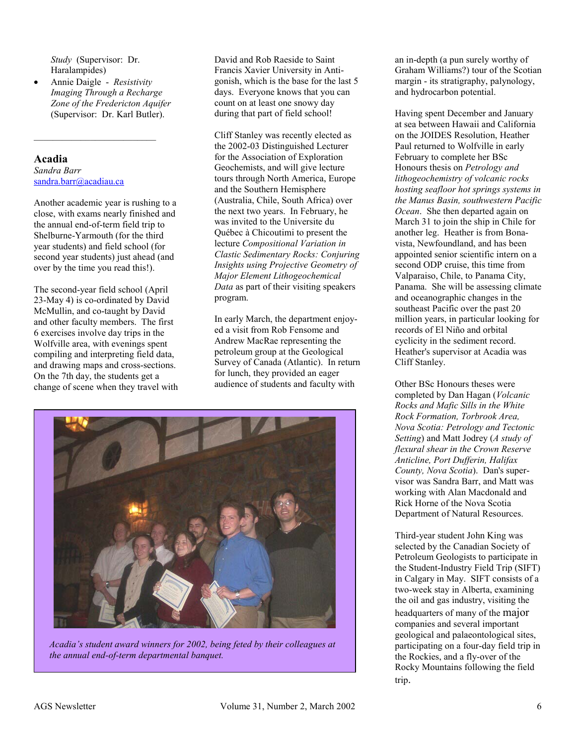*Study* (Supervisor: Dr. Haralampides)

- Annie Daigle - *Resistivity Imaging Through a Recharge Zone of the Fredericton Aquifer* (Supervisor: Dr. Karl Butler).

---

## Acadia

*Sandra Barr*
sandra.barr@acadiau.ca

Another academic year is rushing to a close, with exams nearly finished and the annual end-of-term field trip to Shelburne-Yarmouth (for the third year students) and field school (for second year students) just ahead (and over by the time you read this!).

The second-year field school (April 23-May 4) is co-ordinated by David McMullin, and co-taught by David and other faculty members. The first 6 exercises involve day trips in the Wolfville area, with evenings spent compiling and interpreting field data, and drawing maps and cross-sections. On the 7th day, the students get a change of scene when they travel with David and Rob Raeside to Saint Francis Xavier University in Antigonish, which is the base for the last 5 days. Everyone knows that you can count on at least one snowy day during that part of field school!

Cliff Stanley was recently elected as the 2002-03 Distinguished Lecturer for the Association of Exploration Geochemists, and will give lecture tours through North America, Europe and the Southern Hemisphere (Australia, Chile, South Africa) over the next two years. In February, he was invited to the Universite du Québec à Chicoutimi to present the lecture *Compositional Variation in Clastic Sedimentary Rocks: Conjuring Insights using Projective Geometry of Major Element Lithogeochemical Data* as part of their visiting speakers program.

In early March, the department enjoyed a visit from Rob Fensome and Andrew MacRae representing the petroleum group at the Geological Survey of Canada (Atlantic). In return for lunch, they provided an eager audience of students and faculty with an in-depth (a pun surely worthy of Graham Williams?) tour of the Scotian margin - its stratigraphy, palynology, and hydrocarbon potential.

*Acadia's student award winners for 2002, being feted by their colleagues at the annual end-of-term departmental banquet.*

Having spent December and January at sea between Hawaii and California on the JOIDES Resolution, Heather Paul returned to Wolfville in early February to complete her BSc Honours thesis on *Petrology and lithogeochemistry of volcanic rocks hosting seafloor hot springs systems in the Manus Basin, southwestern Pacific Ocean*. She then departed again on March 31 to join the ship in Chile for another leg. Heather is from Bonavista, Newfoundland, and has been appointed senior scientific intern on a second ODP cruise, this time from Valparaiso, Chile, to Panama City, Panama. She will be assessing climate and oceanographic changes in the southeast Pacific over the past 20 million years, in particular looking for records of El Niño and orbital cyclicity in the sediment record. Heather's supervisor at Acadia was Cliff Stanley.

Other BSc Honours theses were completed by Dan Hagan (*Volcanic Rocks and Mafic Sills in the White Rock Formation, Torbrook Area, Nova Scotia: Petrology and Tectonic Setting*) and Matt Jodrey (*A study of flexural shear in the Crown Reserve Anticline, Port Dufferin, Halifax County, Nova Scotia*). Dan's supervisor was Sandra Barr, and Matt was working with Alan Macdonald and Rick Horne of the Nova Scotia Department of Natural Resources.

Third-year student John King was selected by the Canadian Society of Petroleum Geologists to participate in the Student-Industry Field Trip (SIFT) in Calgary in May. SIFT consists of a two-week stay in Alberta, examining the oil and gas industry, visiting the headquarters of many of the major companies and several important geological and palaeontological sites, participating on a four-day field trip in the Rockies, and a fly-over of the Rocky Mountains following the field trip.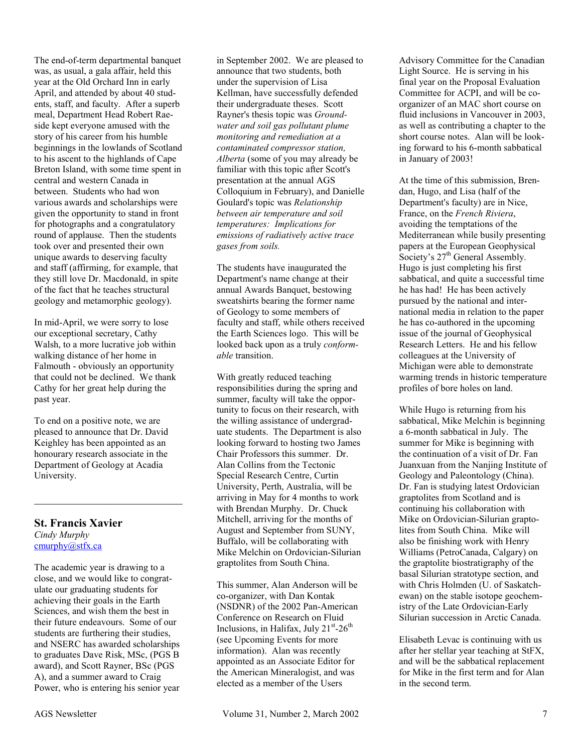The end-of-term departmental banquet was, as usual, a gala affair, held this year at the Old Orchard Inn in early April, and attended by about 40 students, staff, and faculty. After a superb meal, Department Head Robert Raeside kept everyone amused with the story of his career from his humble beginnings in the lowlands of Scotland to his ascent to the highlands of Cape Breton Island, with some time spent in central and western Canada in between. Students who had won various awards and scholarships were given the opportunity to stand in front for photographs and a congratulatory round of applause. Then the students took over and presented their own unique awards to deserving faculty and staff (affirming, for example, that they still love Dr. Macdonald, in spite of the fact that he teaches structural geology and metamorphic geology).

In mid-April, we were sorry to lose our exceptional secretary, Cathy Walsh, to a more lucrative job within walking distance of her home in Falmouth - obviously an opportunity that could not be declined. We thank Cathy for her great help during the past year.

To end on a positive note, we are pleased to announce that Dr. David Keighley has been appointed as an honourary research associate in the Department of Geology at Acadia University.

---

## St. Francis Xavier

*Cindy Murphy*
cmurphy@stfx.ca

The academic year is drawing to a close, and we would like to congratulate our graduating students for achieving their goals in the Earth Sciences, and wish them the best in their future endeavours. Some of our students are furthering their studies, and NSERC has awarded scholarships to graduates Dave Risk, MSc, (PGS B award), and Scott Rayner, BSc (PGS A), and a summer award to Craig Power, who is entering his senior year in September 2002. We are pleased to announce that two students, both under the supervision of Lisa Kellman, have successfully defended their undergraduate theses. Scott Rayner's thesis topic was *Groundwater and soil gas pollutant plume monitoring and remediation at a contaminated compressor station, Alberta* (some of you may already be familiar with this topic after Scott's presentation at the annual AGS Colloquium in February), and Danielle Goulard's topic was *Relationship between air temperature and soil temperatures: Implications for emissions of radiatively active trace gases from soils.*

The students have inaugurated the Department's name change at their annual Awards Banquet, bestowing sweatshirts bearing the former name of Geology to some members of faculty and staff, while others received the Earth Sciences logo. This will be looked back upon as a truly *conformable* transition.

With greatly reduced teaching responsibilities during the spring and summer, faculty will take the opportunity to focus on their research, with the willing assistance of undergraduate students. The Department is also looking forward to hosting two James Chair Professors this summer. Dr. Alan Collins from the Tectonic Special Research Centre, Curtin University, Perth, Australia, will be arriving in May for 4 months to work with Brendan Murphy. Dr. Chuck Mitchell, arriving for the months of August and September from SUNY, Buffalo, will be collaborating with Mike Melchin on Ordovician-Silurian graptolites from South China.

This summer, Alan Anderson will be co-organizer, with Dan Kontak (NSDNR) of the 2002 Pan-American Conference on Research on Fluid Inclusions, in Halifax, July 21st-26th (see Upcoming Events for more information). Alan was recently appointed as an Associate Editor for the American Mineralogist, and was elected as a member of the Users Advisory Committee for the Canadian Light Source. He is serving in his final year on the Proposal Evaluation Committee for ACPI, and will be co-organizer of an MAC short course on fluid inclusions in Vancouver in 2003, as well as contributing a chapter to the short course notes. Alan will be looking forward to his 6-month sabbatical in January of 2003!

At the time of this submission, Brendan, Hugo, and Lisa (half of the Department's faculty) are in Nice, France, on the *French Riviera*, avoiding the temptations of the Mediterranean while busily presenting papers at the European Geophysical Society's 27th General Assembly. Hugo is just completing his first sabbatical, and quite a successful time he has had! He has been actively pursued by the national and international media in relation to the paper he has co-authored in the upcoming issue of the journal of Geophysical Research Letters. He and his fellow colleagues at the University of Michigan were able to demonstrate warming trends in historic temperature profiles of bore holes on land.

While Hugo is returning from his sabbatical, Mike Melchin is beginning a 6-month sabbatical in July. The summer for Mike is beginning with the continuation of a visit of Dr. Fan Juanxuan from the Nanjing Institute of Geology and Paleontology (China). Dr. Fan is studying latest Ordovician graptolites from Scotland and is continuing his collaboration with Mike on Ordovician-Silurian graptolites from South China. Mike will also be finishing work with Henry Williams (PetroCanada, Calgary) on the graptolite biostratigraphy of the basal Silurian stratotype section, and with Chris Holmden (U. of Saskatchewan) on the stable isotope geochemistry of the Late Ordovician-Early Silurian succession in Arctic Canada.

Elisabeth Levac is continuing with us after her stellar year teaching at StFX, and will be the sabbatical replacement for Mike in the first term and for Alan in the second term.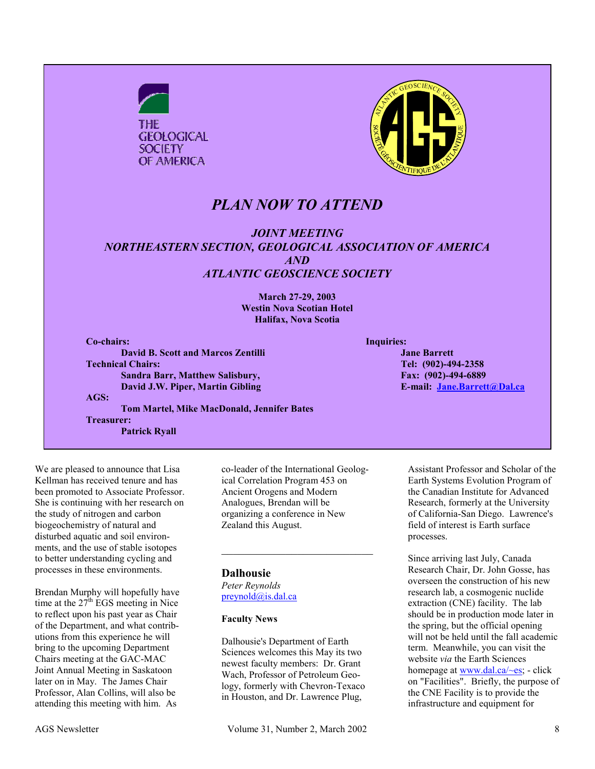THE GEOLOGICAL SOCIETY OF AMERICA

ATLANTIC GEOSCIENCE SOCIETY — SOCIÉTÉ GÉOSCIENTIFIQUE DE L'ATLANTIQUE — AGS

## *PLAN NOW TO ATTEND*

### *JOINT MEETING*
### *NORTHEASTERN SECTION, GEOLOGICAL ASSOCIATION OF AMERICA*
### *AND*
### *ATLANTIC GEOSCIENCE SOCIETY*

**March 27-29, 2003**
**Westin Nova Scotian Hotel**
**Halifax, Nova Scotia**

**Co-chairs:**
**David B. Scott and Marcos Zentilli**

**Technical Chairs:**
**Sandra Barr, Matthew Salisbury, David J.W. Piper, Martin Gibling**

**AGS:**
**Tom Martel, Mike MacDonald, Jennifer Bates**

**Treasurer:**
**Patrick Ryall**

**Inquiries:**
**Jane Barrett**
**Tel: (902)-494-2358**
**Fax: (902)-494-6889**
**E-mail: Jane.Barrett@Dal.ca**

We are pleased to announce that Lisa Kellman has received tenure and has been promoted to Associate Professor. She is continuing with her research on the study of nitrogen and carbon biogeochemistry of natural and disturbed aquatic and soil environments, and the use of stable isotopes to better understanding cycling and processes in these environments.

Brendan Murphy will hopefully have time at the 27th EGS meeting in Nice to reflect upon his past year as Chair of the Department, and what contributions from this experience he will bring to the upcoming Department Chairs meeting at the GAC-MAC Joint Annual Meeting in Saskatoon later on in May. The James Chair Professor, Alan Collins, will also be attending this meeting with him. As co-leader of the International Geological Correlation Program 453 on Ancient Orogens and Modern Analogues, Brendan will be organizing a conference in New Zealand this August.

---

## Dalhousie

*Peter Reynolds*
preynold@is.dal.ca

### Faculty News

Dalhousie's Department of Earth Sciences welcomes this May its two newest faculty members: Dr. Grant Wach, Professor of Petroleum Geology, formerly with Chevron-Texaco in Houston, and Dr. Lawrence Plug, Assistant Professor and Scholar of the Earth Systems Evolution Program of the Canadian Institute for Advanced Research, formerly at the University of California-San Diego. Lawrence's field of interest is Earth surface processes.

Since arriving last July, Canada Research Chair, Dr. John Gosse, has overseen the construction of his new research lab, a cosmogenic nuclide extraction (CNE) facility. The lab should be in production mode later in the spring, but the official opening will not be held until the fall academic term. Meanwhile, you can visit the website *via* the Earth Sciences homepage at www.dal.ca/~es; - click on "Facilities". Briefly, the purpose of the CNE Facility is to provide the infrastructure and equipment for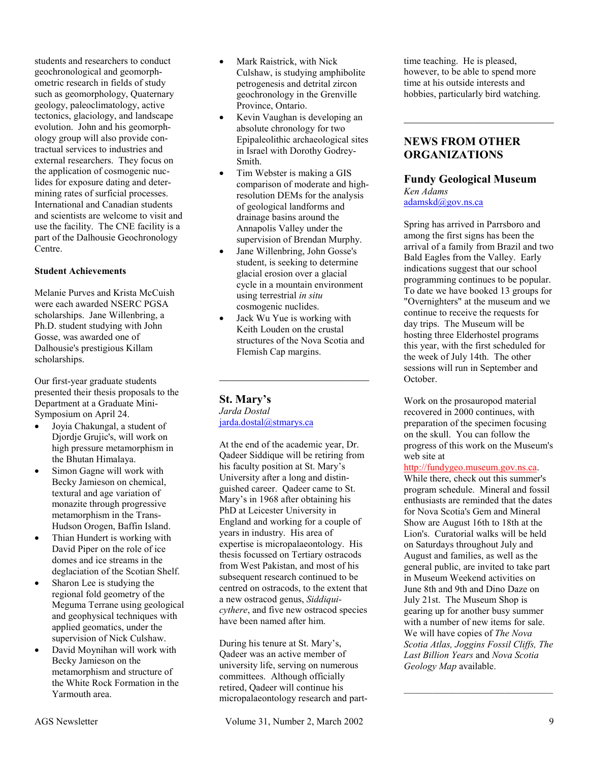students and researchers to conduct geochronological and geomorphometric research in fields of study such as geomorphology, Quaternary geology, paleoclimatology, active tectonics, glaciology, and landscape evolution. John and his geomorphology group will also provide contractual services to industries and external researchers. They focus on the application of cosmogenic nuclides for exposure dating and determining rates of surficial processes. International and Canadian students and scientists are welcome to visit and use the facility. The CNE facility is a part of the Dalhousie Geochronology Centre.

**Student Achievements**

Melanie Purves and Krista McCuish were each awarded NSERC PGSA scholarships. Jane Willenbring, a Ph.D. student studying with John Gosse, was awarded one of Dalhousie's prestigious Killam scholarships.

Our first-year graduate students presented their thesis proposals to the Department at a Graduate Mini-Symposium on April 24.

- Joyia Chakungal, a student of Djordje Grujic's, will work on high pressure metamorphism in the Bhutan Himalaya.
- Simon Gagne will work with Becky Jamieson on chemical, textural and age variation of monazite through progressive metamorphism in the Trans-Hudson Orogen, Baffin Island.
- Thian Hundert is working with David Piper on the role of ice domes and ice streams in the deglaciation of the Scotian Shelf.
- Sharon Lee is studying the regional fold geometry of the Meguma Terrane using geological and geophysical techniques with applied geomatics, under the supervision of Nick Culshaw.
- David Moynihan will work with Becky Jamieson on the metamorphism and structure of the White Rock Formation in the Yarmouth area.
- Mark Raistrick, with Nick Culshaw, is studying amphibolite petrogenesis and detrital zircon geochronology in the Grenville Province, Ontario.
- Kevin Vaughan is developing an absolute chronology for two Epipaleolithic archaeological sites in Israel with Dorothy Godrey-Smith.
- Tim Webster is making a GIS comparison of moderate and high-resolution DEMs for the analysis of geological landforms and drainage basins around the Annapolis Valley under the supervision of Brendan Murphy.
- Jane Willenbring, John Gosse's student, is seeking to determine glacial erosion over a glacial cycle in a mountain environment using terrestrial *in situ* cosmogenic nuclides.
- Jack Wu Yue is working with Keith Louden on the crustal structures of the Nova Scotia and Flemish Cap margins.

---

## St. Mary's

*Jarda Dostal*
jarda.dostal@stmarys.ca

At the end of the academic year, Dr. Qadeer Siddique will be retiring from his faculty position at St. Mary's University after a long and distinguished career. Qadeer came to St. Mary's in 1968 after obtaining his PhD at Leicester University in England and working for a couple of years in industry. His area of expertise is micropalaeontology. His thesis focussed on Tertiary ostracods from West Pakistan, and most of his subsequent research continued to be centred on ostracods, to the extent that a new ostracod genus, *Siddiquicythere*, and five new ostracod species have been named after him.

During his tenure at St. Mary's, Qadeer was an active member of university life, serving on numerous committees. Although officially retired, Qadeer will continue his micropalaeontology research and part-time teaching. He is pleased, however, to be able to spend more time at his outside interests and hobbies, particularly bird watching.

---

# NEWS FROM OTHER ORGANIZATIONS

## Fundy Geological Museum

*Ken Adams*
adamskd@gov.ns.ca

Spring has arrived in Parrsboro and among the first signs has been the arrival of a family from Brazil and two Bald Eagles from the Valley. Early indications suggest that our school programming continues to be popular. To date we have booked 13 groups for "Overnighters" at the museum and we continue to receive the requests for day trips. The Museum will be hosting three Elderhostel programs this year, with the first scheduled for the week of July 14th. The other sessions will run in September and October.

Work on the prosauropod material recovered in 2000 continues, with preparation of the specimen focusing on the skull. You can follow the progress of this work on the Museum's web site at http://fundygeo.museum.gov.ns.ca. While there, check out this summer's program schedule. Mineral and fossil enthusiasts are reminded that the dates for Nova Scotia's Gem and Mineral Show are August 16th to 18th at the Lion's. Curatorial walks will be held on Saturdays throughout July and August and families, as well as the general public, are invited to take part in Museum Weekend activities on June 8th and 9th and Dino Daze on July 21st. The Museum Shop is gearing up for another busy summer with a number of new items for sale. We will have copies of *The Nova Scotia Atlas, Joggins Fossil Cliffs, The Last Billion Years* and *Nova Scotia Geology Map* available.

---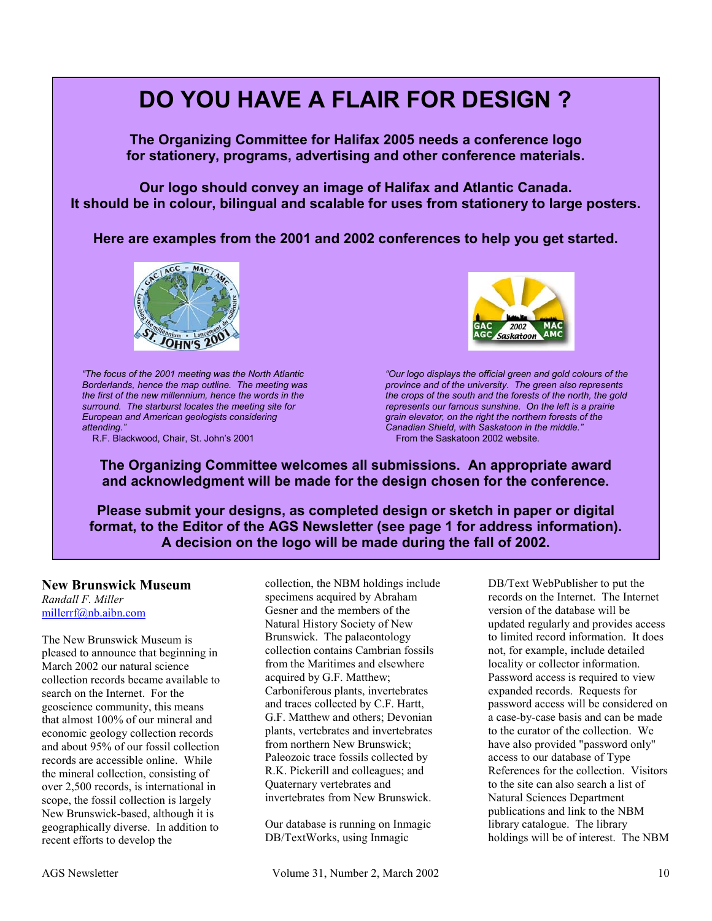# DO YOU HAVE A FLAIR FOR DESIGN ?

**The Organizing Committee for Halifax 2005 needs a conference logo for stationery, programs, advertising and other conference materials.**

**Our logo should convey an image of Halifax and Atlantic Canada. It should be in colour, bilingual and scalable for uses from stationery to large posters.**

**Here are examples from the 2001 and 2002 conferences to help you get started.**

*"The focus of the 2001 meeting was the North Atlantic Borderlands, hence the map outline. The meeting was the first of the new millennium, hence the words in the surround. The starburst locates the meeting site for European and American geologists considering attending."*
R.F. Blackwood, Chair, St. John's 2001

*"Our logo displays the official green and gold colours of the province and of the university. The green also represents the crops of the south and the forests of the north, the gold represents our famous sunshine. On the left is a prairie grain elevator, on the right the northern forests of the Canadian Shield, with Saskatoon in the middle."*
From the Saskatoon 2002 website.

**The Organizing Committee welcomes all submissions. An appropriate award and acknowledgment will be made for the design chosen for the conference.**

**Please submit your designs, as completed design or sketch in paper or digital format, to the Editor of the AGS Newsletter (see page 1 for address information). A decision on the logo will be made during the fall of 2002.**

## New Brunswick Museum

*Randall F. Miller*
millerrf@nb.aibn.com

The New Brunswick Museum is pleased to announce that beginning in March 2002 our natural science collection records became available to search on the Internet. For the geoscience community, this means that almost 100% of our mineral and economic geology collection records and about 95% of our fossil collection records are accessible online. While the mineral collection, consisting of over 2,500 records, is international in scope, the fossil collection is largely New Brunswick-based, although it is geographically diverse. In addition to recent efforts to develop the collection, the NBM holdings include specimens acquired by Abraham Gesner and the members of the Natural History Society of New Brunswick. The palaeontology collection contains Cambrian fossils from the Maritimes and elsewhere acquired by G.F. Matthew; Carboniferous plants, invertebrates and traces collected by C.F. Hartt, G.F. Matthew and others; Devonian plants, vertebrates and invertebrates from northern New Brunswick; Paleozoic trace fossils collected by R.K. Pickerill and colleagues; and Quaternary vertebrates and invertebrates from New Brunswick.

Our database is running on Inmagic DB/TextWorks, using Inmagic DB/Text WebPublisher to put the records on the Internet. The Internet version of the database will be updated regularly and provides access to limited record information. It does not, for example, include detailed locality or collector information. Password access is required to view expanded records. Requests for password access will be considered on a case-by-case basis and can be made to the curator of the collection. We have also provided "password only" access to our database of Type References for the collection. Visitors to the site can also search a list of Natural Sciences Department publications and link to the NBM library catalogue. The library holdings will be of interest. The NBM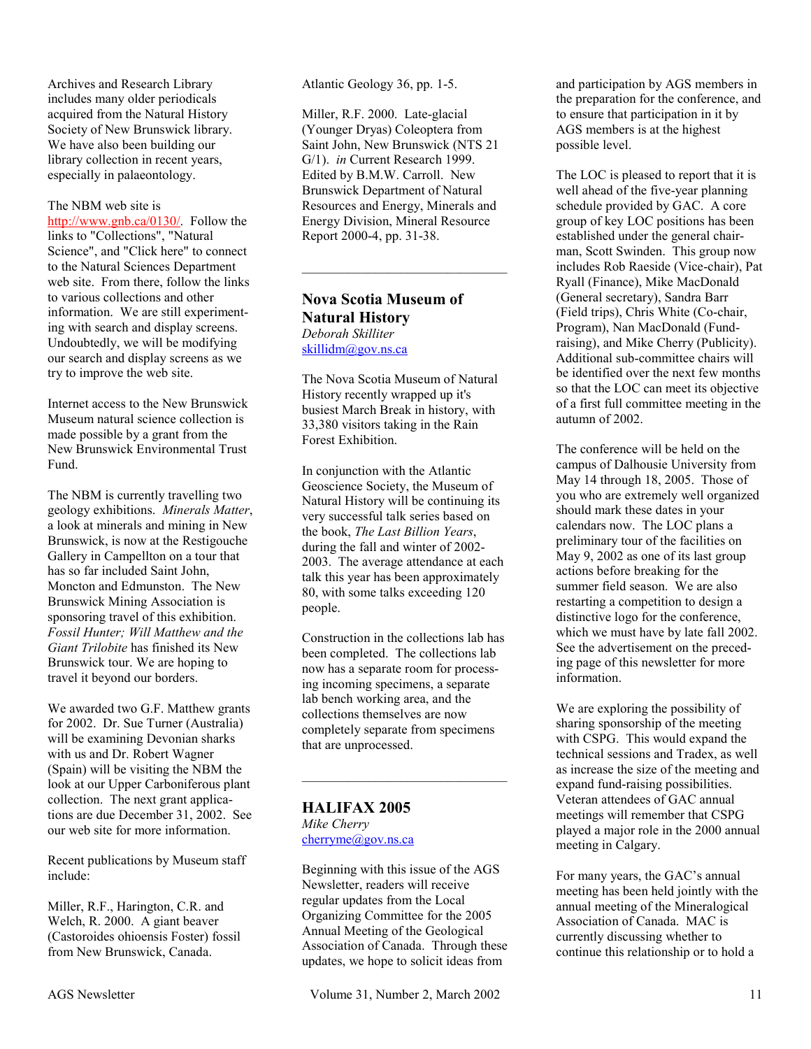Archives and Research Library includes many older periodicals acquired from the Natural History Society of New Brunswick library. We have also been building our library collection in recent years, especially in palaeontology.

The NBM web site is http://www.gnb.ca/0130/. Follow the links to "Collections", "Natural Science", and "Click here" to connect to the Natural Sciences Department web site. From there, follow the links to various collections and other information. We are still experimenting with search and display screens. Undoubtedly, we will be modifying our search and display screens as we try to improve the web site.

Internet access to the New Brunswick Museum natural science collection is made possible by a grant from the New Brunswick Environmental Trust Fund.

The NBM is currently travelling two geology exhibitions. *Minerals Matter*, a look at minerals and mining in New Brunswick, is now at the Restigouche Gallery in Campellton on a tour that has so far included Saint John, Moncton and Edmunston. The New Brunswick Mining Association is sponsoring travel of this exhibition. *Fossil Hunter; Will Matthew and the Giant Trilobite* has finished its New Brunswick tour. We are hoping to travel it beyond our borders.

We awarded two G.F. Matthew grants for 2002. Dr. Sue Turner (Australia) will be examining Devonian sharks with us and Dr. Robert Wagner (Spain) will be visiting the NBM the look at our Upper Carboniferous plant collection. The next grant applications are due December 31, 2002. See our web site for more information.

Recent publications by Museum staff include:

Miller, R.F., Harington, C.R. and Welch, R. 2000. A giant beaver (Castoroides ohioensis Foster) fossil from New Brunswick, Canada. Atlantic Geology 36, pp. 1-5.

Miller, R.F. 2000. Late-glacial (Younger Dryas) Coleoptera from Saint John, New Brunswick (NTS 21 G/1). *in* Current Research 1999. Edited by B.M.W. Carroll. New Brunswick Department of Natural Resources and Energy, Minerals and Energy Division, Mineral Resource Report 2000-4, pp. 31-38.

---

## Nova Scotia Museum of Natural History

*Deborah Skilliter*
skillidm@gov.ns.ca

The Nova Scotia Museum of Natural History recently wrapped up it's busiest March Break in history, with 33,380 visitors taking in the Rain Forest Exhibition.

In conjunction with the Atlantic Geoscience Society, the Museum of Natural History will be continuing its very successful talk series based on the book, *The Last Billion Years*, during the fall and winter of 2002-2003. The average attendance at each talk this year has been approximately 80, with some talks exceeding 120 people.

Construction in the collections lab has been completed. The collections lab now has a separate room for processing incoming specimens, a separate lab bench working area, and the collections themselves are now completely separate from specimens that are unprocessed.

---

## HALIFAX 2005

*Mike Cherry*
cherryme@gov.ns.ca

Beginning with this issue of the AGS Newsletter, readers will receive regular updates from the Local Organizing Committee for the 2005 Annual Meeting of the Geological Association of Canada. Through these updates, we hope to solicit ideas from and participation by AGS members in the preparation for the conference, and to ensure that participation in it by AGS members is at the highest possible level.

The LOC is pleased to report that it is well ahead of the five-year planning schedule provided by GAC. A core group of key LOC positions has been established under the general chairman, Scott Swinden. This group now includes Rob Raeside (Vice-chair), Pat Ryall (Finance), Mike MacDonald (General secretary), Sandra Barr (Field trips), Chris White (Co-chair, Program), Nan MacDonald (Fund-raising), and Mike Cherry (Publicity). Additional sub-committee chairs will be identified over the next few months so that the LOC can meet its objective of a first full committee meeting in the autumn of 2002.

The conference will be held on the campus of Dalhousie University from May 14 through 18, 2005. Those of you who are extremely well organized should mark these dates in your calendars now. The LOC plans a preliminary tour of the facilities on May 9, 2002 as one of its last group actions before breaking for the summer field season. We are also restarting a competition to design a distinctive logo for the conference, which we must have by late fall 2002. See the advertisement on the preceding page of this newsletter for more information.

We are exploring the possibility of sharing sponsorship of the meeting with CSPG. This would expand the technical sessions and Tradex, as well as increase the size of the meeting and expand fund-raising possibilities. Veteran attendees of GAC annual meetings will remember that CSPG played a major role in the 2000 annual meeting in Calgary.

For many years, the GAC's annual meeting has been held jointly with the annual meeting of the Mineralogical Association of Canada. MAC is currently discussing whether to continue this relationship or to hold a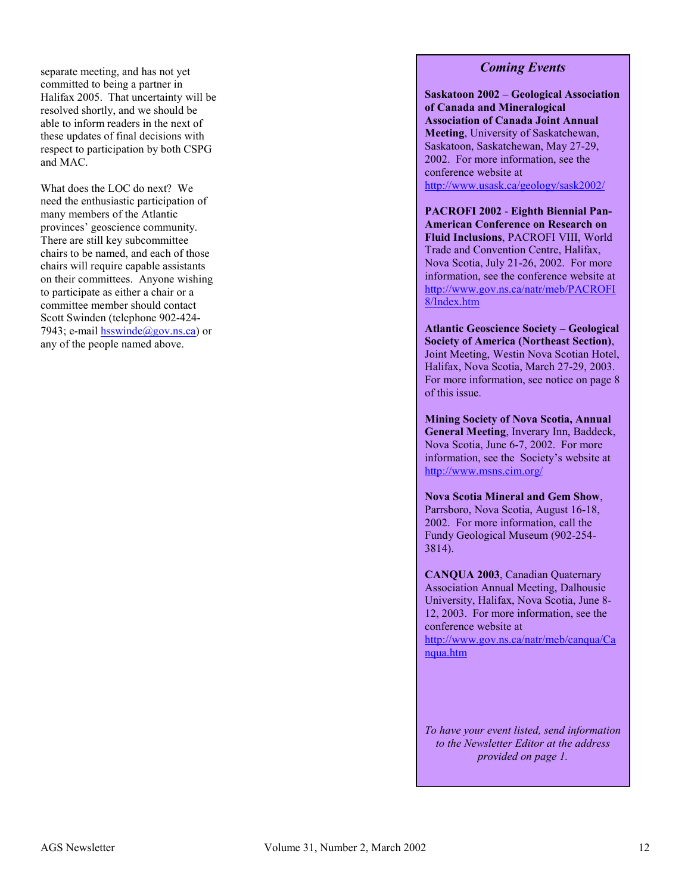separate meeting, and has not yet committed to being a partner in Halifax 2005. That uncertainty will be resolved shortly, and we should be able to inform readers in the next of these updates of final decisions with respect to participation by both CSPG and MAC.

What does the LOC do next? We need the enthusiastic participation of many members of the Atlantic provinces' geoscience community. There are still key subcommittee chairs to be named, and each of those chairs will require capable assistants on their committees. Anyone wishing to participate as either a chair or a committee member should contact Scott Swinden (telephone 902-424-7943; e-mail hsswinde@gov.ns.ca) or any of the people named above.

## *Coming Events*

**Saskatoon 2002 – Geological Association of Canada and Mineralogical Association of Canada Joint Annual Meeting**, University of Saskatchewan, Saskatoon, Saskatchewan, May 27-29, 2002. For more information, see the conference website at http://www.usask.ca/geology/sask2002/

**PACROFI 2002 - Eighth Biennial Pan-American Conference on Research on Fluid Inclusions**, PACROFI VIII, World Trade and Convention Centre, Halifax, Nova Scotia, July 21-26, 2002. For more information, see the conference website at http://www.gov.ns.ca/natr/meb/PACROFI8/Index.htm

**Atlantic Geoscience Society – Geological Society of America (Northeast Section)**, Joint Meeting, Westin Nova Scotian Hotel, Halifax, Nova Scotia, March 27-29, 2003. For more information, see notice on page 8 of this issue.

**Mining Society of Nova Scotia, Annual General Meeting**, Inverary Inn, Baddeck, Nova Scotia, June 6-7, 2002. For more information, see the Society's website at http://www.msns.cim.org/

**Nova Scotia Mineral and Gem Show**, Parrsboro, Nova Scotia, August 16-18, 2002. For more information, call the Fundy Geological Museum (902-254-3814).

**CANQUA 2003**, Canadian Quaternary Association Annual Meeting, Dalhousie University, Halifax, Nova Scotia, June 8-12, 2003. For more information, see the conference website at http://www.gov.ns.ca/natr/meb/canqua/Canqua.htm

*To have your event listed, send information to the Newsletter Editor at the address provided on page 1.*